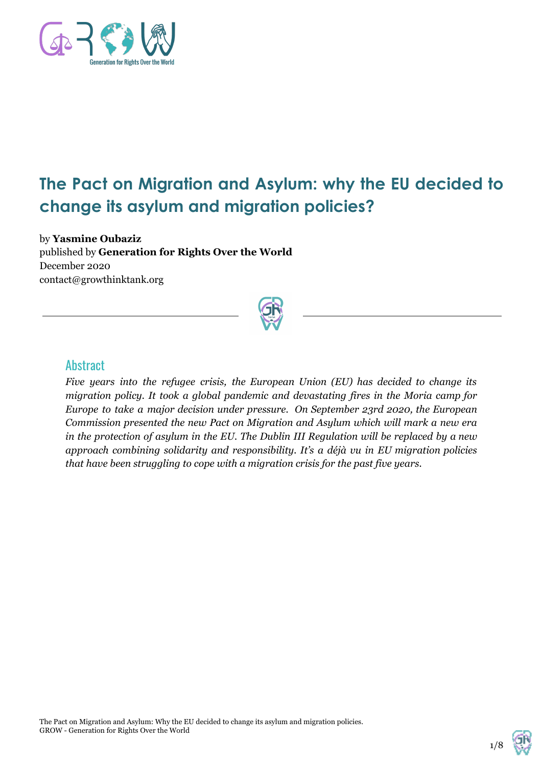# The Pact on Migration and Asylum: why the EU decided to change its asylum and migration policies?

by **Yasmine Oubaziz**
published by **Generation for Rights Over the World**
December 2020
contact@growthinktank.org

## Abstract

*Five years into the refugee crisis, the European Union (EU) has decided to change its migration policy. It took a global pandemic and devastating fires in the Moria camp for Europe to take a major decision under pressure. On September 23rd 2020, the European Commission presented the new Pact on Migration and Asylum which will mark a new era in the protection of asylum in the EU. The Dublin III Regulation will be replaced by a new approach combining solidarity and responsibility. It's a déjà vu in EU migration policies that have been struggling to cope with a migration crisis for the past five years.*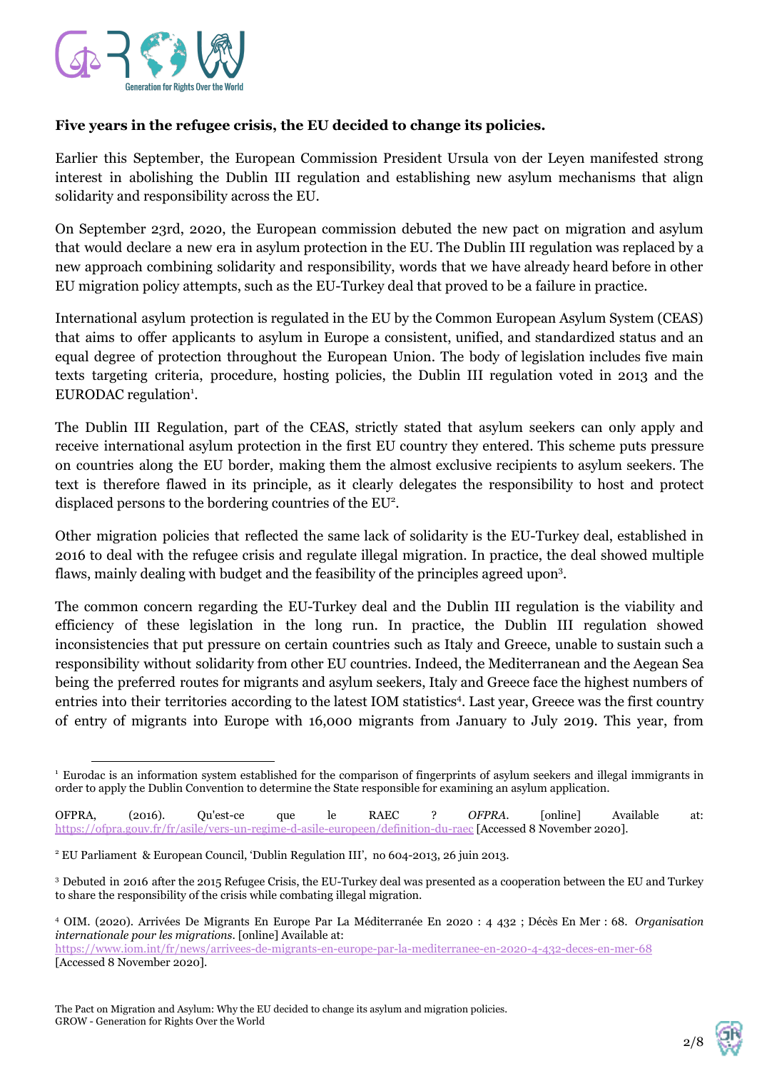**Five years in the refugee crisis, the EU decided to change its policies.**

Earlier this September, the European Commission President Ursula von der Leyen manifested strong interest in abolishing the Dublin III regulation and establishing new asylum mechanisms that align solidarity and responsibility across the EU.

On September 23rd, 2020, the European commission debuted the new pact on migration and asylum that would declare a new era in asylum protection in the EU. The Dublin III regulation was replaced by a new approach combining solidarity and responsibility, words that we have already heard before in other EU migration policy attempts, such as the EU-Turkey deal that proved to be a failure in practice.

International asylum protection is regulated in the EU by the Common European Asylum System (CEAS) that aims to offer applicants to asylum in Europe a consistent, unified, and standardized status and an equal degree of protection throughout the European Union. The body of legislation includes five main texts targeting criteria, procedure, hosting policies, the Dublin III regulation voted in 2013 and the EURODAC regulation[1].

The Dublin III Regulation, part of the CEAS, strictly stated that asylum seekers can only apply and receive international asylum protection in the first EU country they entered. This scheme puts pressure on countries along the EU border, making them the almost exclusive recipients to asylum seekers. The text is therefore flawed in its principle, as it clearly delegates the responsibility to host and protect displaced persons to the bordering countries of the EU[2].

Other migration policies that reflected the same lack of solidarity is the EU-Turkey deal, established in 2016 to deal with the refugee crisis and regulate illegal migration. In practice, the deal showed multiple flaws, mainly dealing with budget and the feasibility of the principles agreed upon[3].

The common concern regarding the EU-Turkey deal and the Dublin III regulation is the viability and efficiency of these legislation in the long run. In practice, the Dublin III regulation showed inconsistencies that put pressure on certain countries such as Italy and Greece, unable to sustain such a responsibility without solidarity from other EU countries. Indeed, the Mediterranean and the Aegean Sea being the preferred routes for migrants and asylum seekers, Italy and Greece face the highest numbers of entries into their territories according to the latest IOM statistics[4]. Last year, Greece was the first country of entry of migrants into Europe with 16,000 migrants from January to July 2019. This year, from

---

[1] Eurodac is an information system established for the comparison of fingerprints of asylum seekers and illegal immigrants in order to apply the Dublin Convention to determine the State responsible for examining an asylum application.

OFPRA, (2016). Qu'est-ce que le RAEC ? *OFPRA*. [online] Available at: https://ofpra.gouv.fr/fr/asile/vers-un-regime-d-asile-europeen/definition-du-raec [Accessed 8 November 2020].

[2] EU Parliament & European Council, 'Dublin Regulation III', no 604-2013, 26 juin 2013.

[3] Debuted in 2016 after the 2015 Refugee Crisis, the EU-Turkey deal was presented as a cooperation between the EU and Turkey to share the responsibility of the crisis while combating illegal migration.

[4] OIM. (2020). Arrivées De Migrants En Europe Par La Méditerranée En 2020 : 4 432 ; Décès En Mer : 68. *Organisation internationale pour les migrations*. [online] Available at: https://www.iom.int/fr/news/arrivees-de-migrants-en-europe-par-la-mediterranee-en-2020-4-432-deces-en-mer-68 [Accessed 8 November 2020].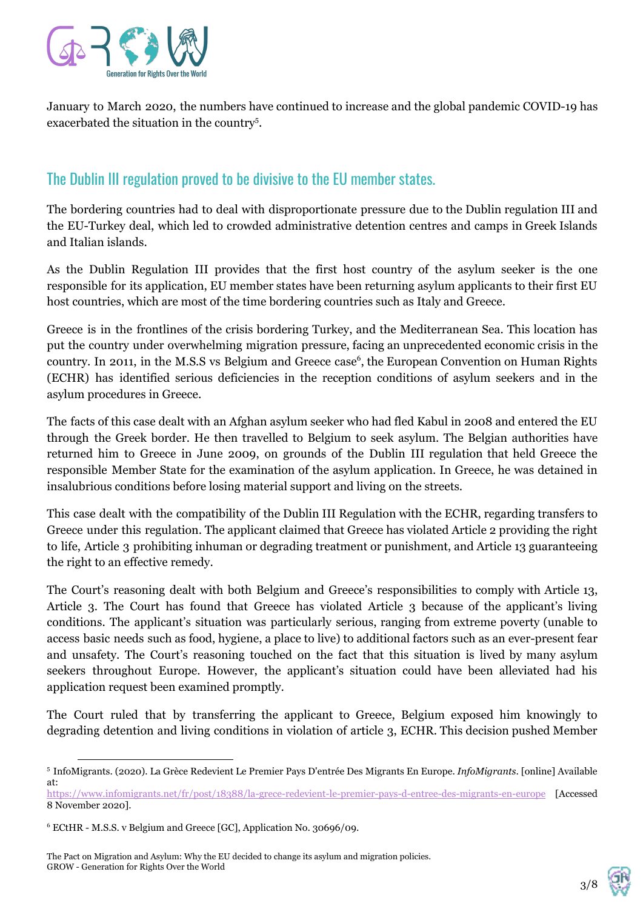January to March 2020, the numbers have continued to increase and the global pandemic COVID-19 has exacerbated the situation in the country[5].

## The Dublin III regulation proved to be divisive to the EU member states.

The bordering countries had to deal with disproportionate pressure due to the Dublin regulation III and the EU-Turkey deal, which led to crowded administrative detention centres and camps in Greek Islands and Italian islands.

As the Dublin Regulation III provides that the first host country of the asylum seeker is the one responsible for its application, EU member states have been returning asylum applicants to their first EU host countries, which are most of the time bordering countries such as Italy and Greece.

Greece is in the frontlines of the crisis bordering Turkey, and the Mediterranean Sea. This location has put the country under overwhelming migration pressure, facing an unprecedented economic crisis in the country. In 2011, in the M.S.S vs Belgium and Greece case[6], the European Convention on Human Rights (ECHR) has identified serious deficiencies in the reception conditions of asylum seekers and in the asylum procedures in Greece.

The facts of this case dealt with an Afghan asylum seeker who had fled Kabul in 2008 and entered the EU through the Greek border. He then travelled to Belgium to seek asylum. The Belgian authorities have returned him to Greece in June 2009, on grounds of the Dublin III regulation that held Greece the responsible Member State for the examination of the asylum application. In Greece, he was detained in insalubrious conditions before losing material support and living on the streets.

This case dealt with the compatibility of the Dublin III Regulation with the ECHR, regarding transfers to Greece under this regulation. The applicant claimed that Greece has violated Article 2 providing the right to life, Article 3 prohibiting inhuman or degrading treatment or punishment, and Article 13 guaranteeing the right to an effective remedy.

The Court's reasoning dealt with both Belgium and Greece's responsibilities to comply with Article 13, Article 3. The Court has found that Greece has violated Article 3 because of the applicant's living conditions. The applicant's situation was particularly serious, ranging from extreme poverty (unable to access basic needs such as food, hygiene, a place to live) to additional factors such as an ever-present fear and unsafety. The Court's reasoning touched on the fact that this situation is lived by many asylum seekers throughout Europe. However, the applicant's situation could have been alleviated had his application request been examined promptly.

The Court ruled that by transferring the applicant to Greece, Belgium exposed him knowingly to degrading detention and living conditions in violation of article 3, ECHR. This decision pushed Member

---

[5] InfoMigrants. (2020). La Grèce Redevient Le Premier Pays D'entrée Des Migrants En Europe. *InfoMigrants*. [online] Available at: https://www.infomigrants.net/fr/post/18388/la-grece-redevient-le-premier-pays-d-entree-des-migrants-en-europe [Accessed 8 November 2020].

[6] ECtHR - M.S.S. v Belgium and Greece [GC], Application No. 30696/09.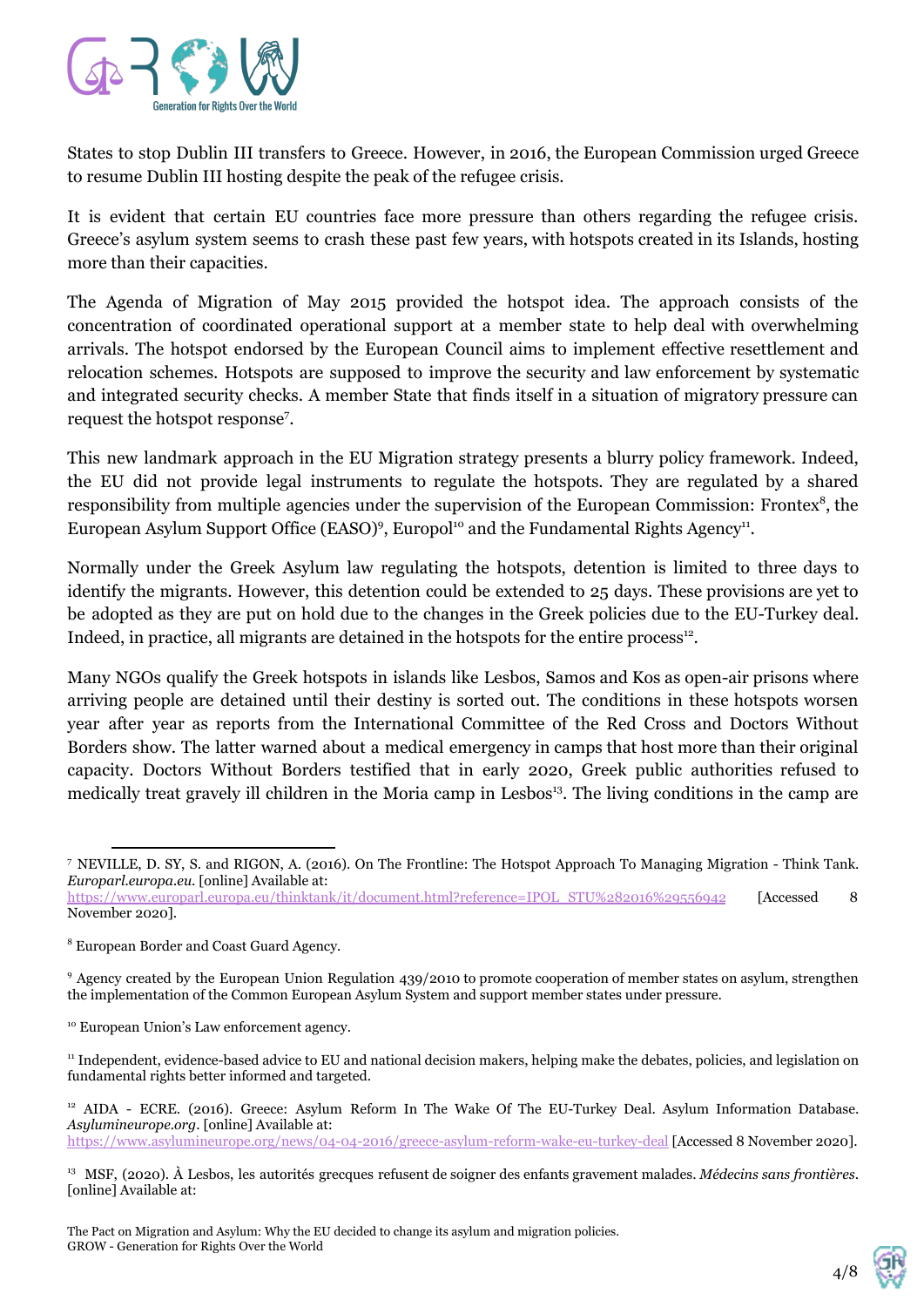States to stop Dublin III transfers to Greece. However, in 2016, the European Commission urged Greece to resume Dublin III hosting despite the peak of the refugee crisis.

It is evident that certain EU countries face more pressure than others regarding the refugee crisis. Greece's asylum system seems to crash these past few years, with hotspots created in its Islands, hosting more than their capacities.

The Agenda of Migration of May 2015 provided the hotspot idea. The approach consists of the concentration of coordinated operational support at a member state to help deal with overwhelming arrivals. The hotspot endorsed by the European Council aims to implement effective resettlement and relocation schemes. Hotspots are supposed to improve the security and law enforcement by systematic and integrated security checks. A member State that finds itself in a situation of migratory pressure can request the hotspot response[7].

This new landmark approach in the EU Migration strategy presents a blurry policy framework. Indeed, the EU did not provide legal instruments to regulate the hotspots. They are regulated by a shared responsibility from multiple agencies under the supervision of the European Commission: Frontex[8], the European Asylum Support Office (EASO)[9], Europol[10] and the Fundamental Rights Agency[11].

Normally under the Greek Asylum law regulating the hotspots, detention is limited to three days to identify the migrants. However, this detention could be extended to 25 days. These provisions are yet to be adopted as they are put on hold due to the changes in the Greek policies due to the EU-Turkey deal. Indeed, in practice, all migrants are detained in the hotspots for the entire process[12].

Many NGOs qualify the Greek hotspots in islands like Lesbos, Samos and Kos as open-air prisons where arriving people are detained until their destiny is sorted out. The conditions in these hotspots worsen year after year as reports from the International Committee of the Red Cross and Doctors Without Borders show. The latter warned about a medical emergency in camps that host more than their original capacity. Doctors Without Borders testified that in early 2020, Greek public authorities refused to medically treat gravely ill children in the Moria camp in Lesbos[13]. The living conditions in the camp are

---

[7] NEVILLE, D. SY, S. and RIGON, A. (2016). On The Frontline: The Hotspot Approach To Managing Migration - Think Tank. *Europarl.europa.eu.* [online] Available at: https://www.europarl.europa.eu/thinktank/it/document.html?reference=IPOL_STU%282016%29556942 [Accessed 8 November 2020].

[8] European Border and Coast Guard Agency.

[9] Agency created by the European Union Regulation 439/2010 to promote cooperation of member states on asylum, strengthen the implementation of the Common European Asylum System and support member states under pressure.

[10] European Union's Law enforcement agency.

[11] Independent, evidence-based advice to EU and national decision makers, helping make the debates, policies, and legislation on fundamental rights better informed and targeted.

[12] AIDA - ECRE. (2016). Greece: Asylum Reform In The Wake Of The EU-Turkey Deal. Asylum Information Database. *Asylumineurope.org.* [online] Available at: https://www.asylumineurope.org/news/04-04-2016/greece-asylum-reform-wake-eu-turkey-deal [Accessed 8 November 2020].

[13] MSF, (2020). À Lesbos, les autorités grecques refusent de soigner des enfants gravement malades. *Médecins sans frontières*. [online] Available at: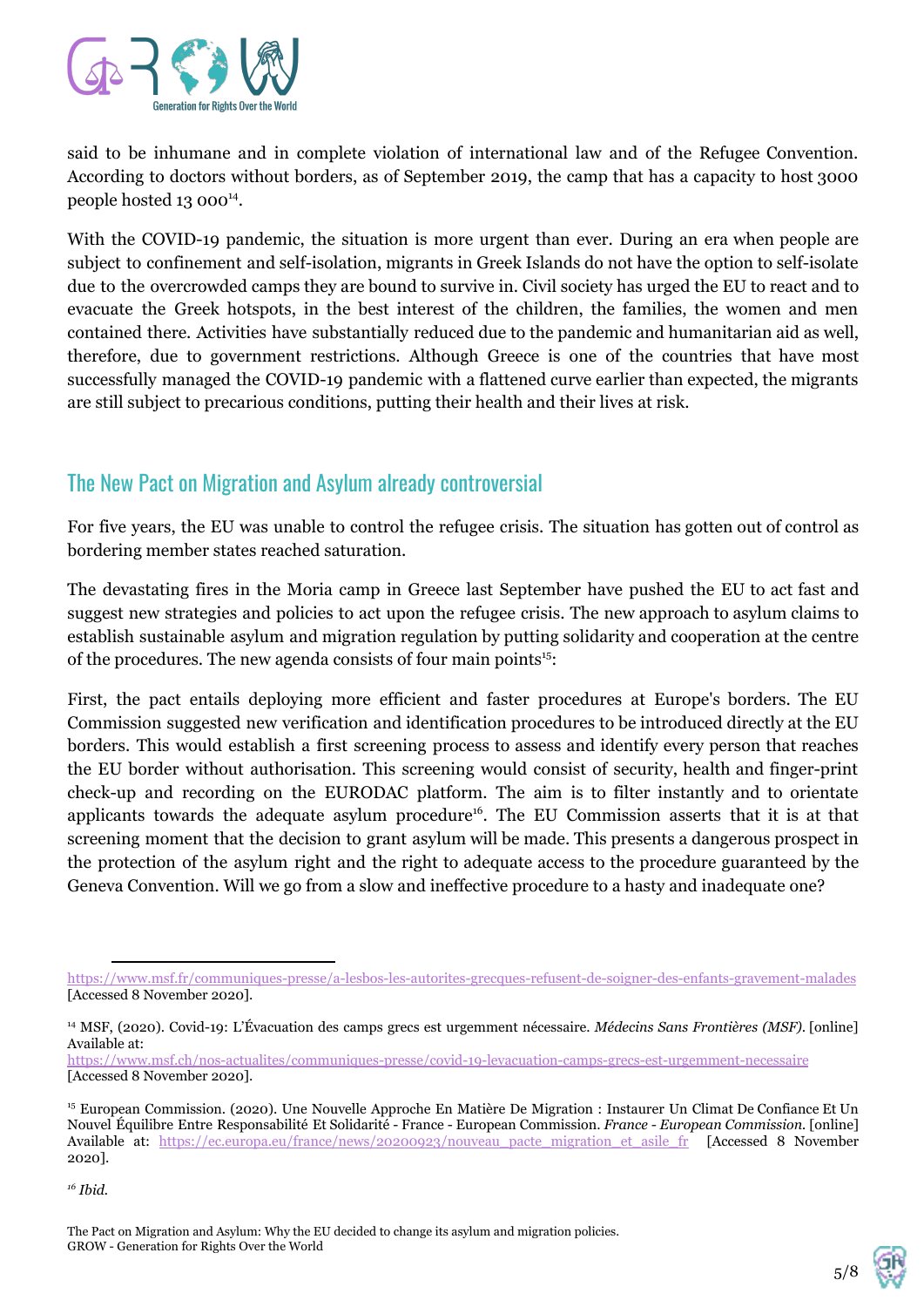said to be inhumane and in complete violation of international law and of the Refugee Convention. According to doctors without borders, as of September 2019, the camp that has a capacity to host 3000 people hosted 13 000[14].

With the COVID-19 pandemic, the situation is more urgent than ever. During an era when people are subject to confinement and self-isolation, migrants in Greek Islands do not have the option to self-isolate due to the overcrowded camps they are bound to survive in. Civil society has urged the EU to react and to evacuate the Greek hotspots, in the best interest of the children, the families, the women and men contained there. Activities have substantially reduced due to the pandemic and humanitarian aid as well, therefore, due to government restrictions. Although Greece is one of the countries that have most successfully managed the COVID-19 pandemic with a flattened curve earlier than expected, the migrants are still subject to precarious conditions, putting their health and their lives at risk.

## The New Pact on Migration and Asylum already controversial

For five years, the EU was unable to control the refugee crisis. The situation has gotten out of control as bordering member states reached saturation.

The devastating fires in the Moria camp in Greece last September have pushed the EU to act fast and suggest new strategies and policies to act upon the refugee crisis. The new approach to asylum claims to establish sustainable asylum and migration regulation by putting solidarity and cooperation at the centre of the procedures. The new agenda consists of four main points[15]:

First, the pact entails deploying more efficient and faster procedures at Europe's borders. The EU Commission suggested new verification and identification procedures to be introduced directly at the EU borders. This would establish a first screening process to assess and identify every person that reaches the EU border without authorisation. This screening would consist of security, health and finger-print check-up and recording on the EURODAC platform. The aim is to filter instantly and to orientate applicants towards the adequate asylum procedure[16]. The EU Commission asserts that it is at that screening moment that the decision to grant asylum will be made. This presents a dangerous prospect in the protection of the asylum right and the right to adequate access to the procedure guaranteed by the Geneva Convention. Will we go from a slow and ineffective procedure to a hasty and inadequate one?

---

https://www.msf.fr/communiques-presse/a-lesbos-les-autorites-grecques-refusent-de-soigner-des-enfants-gravement-malades [Accessed 8 November 2020].

[14] MSF, (2020). Covid-19: L'Évacuation des camps grecs est urgemment nécessaire. *Médecins Sans Frontières (MSF).* [online] Available at: https://www.msf.ch/nos-actualites/communiques-presse/covid-19-levacuation-camps-grecs-est-urgemment-necessaire [Accessed 8 November 2020].

[15] European Commission. (2020). Une Nouvelle Approche En Matière De Migration : Instaurer Un Climat De Confiance Et Un Nouvel Équilibre Entre Responsabilité Et Solidarité - France - European Commission. *France - European Commission.* [online] Available at: https://ec.europa.eu/france/news/20200923/nouveau_pacte_migration_et_asile_fr [Accessed 8 November 2020].

[16] *Ibid.*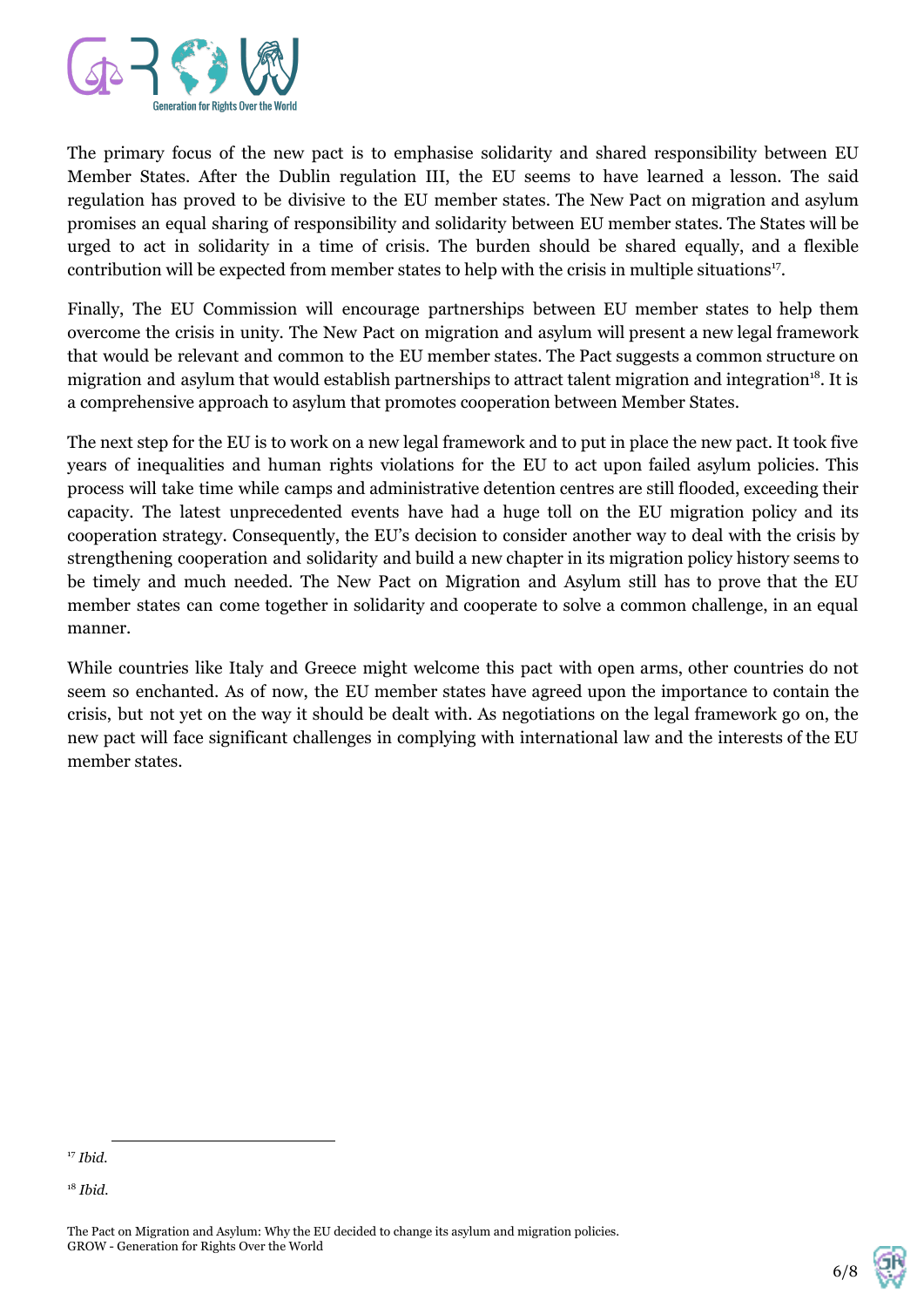The primary focus of the new pact is to emphasise solidarity and shared responsibility between EU Member States. After the Dublin regulation III, the EU seems to have learned a lesson. The said regulation has proved to be divisive to the EU member states. The New Pact on migration and asylum promises an equal sharing of responsibility and solidarity between EU member states. The States will be urged to act in solidarity in a time of crisis. The burden should be shared equally, and a flexible contribution will be expected from member states to help with the crisis in multiple situations[17].

Finally, The EU Commission will encourage partnerships between EU member states to help them overcome the crisis in unity. The New Pact on migration and asylum will present a new legal framework that would be relevant and common to the EU member states. The Pact suggests a common structure on migration and asylum that would establish partnerships to attract talent migration and integration[18]. It is a comprehensive approach to asylum that promotes cooperation between Member States.

The next step for the EU is to work on a new legal framework and to put in place the new pact. It took five years of inequalities and human rights violations for the EU to act upon failed asylum policies. This process will take time while camps and administrative detention centres are still flooded, exceeding their capacity. The latest unprecedented events have had a huge toll on the EU migration policy and its cooperation strategy. Consequently, the EU's decision to consider another way to deal with the crisis by strengthening cooperation and solidarity and build a new chapter in its migration policy history seems to be timely and much needed. The New Pact on Migration and Asylum still has to prove that the EU member states can come together in solidarity and cooperate to solve a common challenge, in an equal manner.

While countries like Italy and Greece might welcome this pact with open arms, other countries do not seem so enchanted. As of now, the EU member states have agreed upon the importance to contain the crisis, but not yet on the way it should be dealt with. As negotiations on the legal framework go on, the new pact will face significant challenges in complying with international law and the interests of the EU member states.

[17] *Ibid.*

[18] *Ibid.*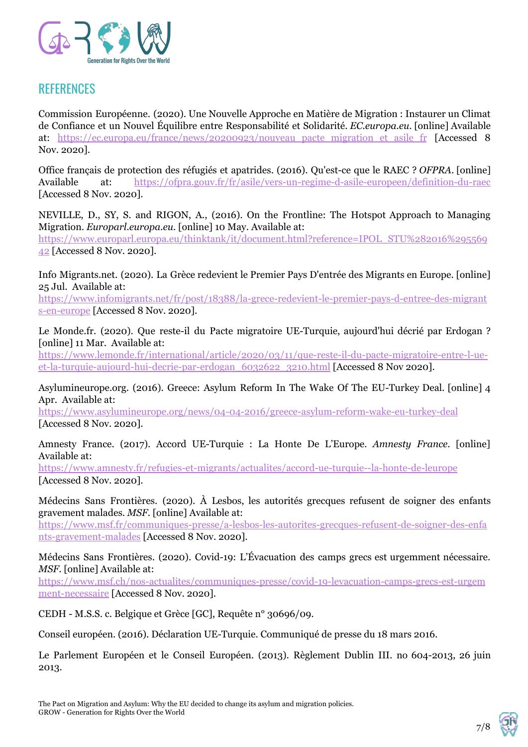## REFERENCES

Commission Européenne. (2020). Une Nouvelle Approche en Matière de Migration : Instaurer un Climat de Confiance et un Nouvel Équilibre entre Responsabilité et Solidarité. *EC.europa.eu*. [online] Available at: https://ec.europa.eu/france/news/20200923/nouveau_pacte_migration_et_asile_fr [Accessed 8 Nov. 2020].

Office français de protection des réfugiés et apatrides. (2016). Qu'est-ce que le RAEC ? *OFPRA*. [online] Available at: https://ofpra.gouv.fr/fr/asile/vers-un-regime-d-asile-europeen/definition-du-raec [Accessed 8 Nov. 2020].

NEVILLE, D., SY, S. and RIGON, A., (2016). On the Frontline: The Hotspot Approach to Managing Migration. *Europarl.europa.eu*. [online] 10 May. Available at: https://www.europarl.europa.eu/thinktank/it/document.html?reference=IPOL_STU%282016%29556942 [Accessed 8 Nov. 2020].

Info Migrants.net. (2020). La Grèce redevient le Premier Pays D'entrée des Migrants en Europe. [online] 25 Jul. Available at: https://www.infomigrants.net/fr/post/18388/la-grece-redevient-le-premier-pays-d-entree-des-migrants-en-europe [Accessed 8 Nov. 2020].

Le Monde.fr. (2020). Que reste-il du Pacte migratoire UE-Turquie, aujourd'hui décrié par Erdogan ? [online] 11 Mar. Available at: https://www.lemonde.fr/international/article/2020/03/11/que-reste-il-du-pacte-migratoire-entre-l-ue-et-la-turquie-aujourd-hui-decrie-par-erdogan_6032622_3210.html [Accessed 8 Nov 2020].

Asylumineurope.org. (2016). Greece: Asylum Reform In The Wake Of The EU-Turkey Deal. [online] 4 Apr. Available at: https://www.asylumineurope.org/news/04-04-2016/greece-asylum-reform-wake-eu-turkey-deal [Accessed 8 Nov. 2020].

Amnesty France. (2017). Accord UE-Turquie : La Honte De L'Europe. *Amnesty France*. [online] Available at: https://www.amnesty.fr/refugies-et-migrants/actualites/accord-ue-turquie--la-honte-de-leurope [Accessed 8 Nov. 2020].

Médecins Sans Frontières. (2020). À Lesbos, les autorités grecques refusent de soigner des enfants gravement malades. *MSF*. [online] Available at: https://www.msf.fr/communiques-presse/a-lesbos-les-autorites-grecques-refusent-de-soigner-des-enfants-gravement-malades [Accessed 8 Nov. 2020].

Médecins Sans Frontières. (2020). Covid-19: L'Évacuation des camps grecs est urgemment nécessaire. *MSF*. [online] Available at: https://www.msf.ch/nos-actualites/communiques-presse/covid-19-levacuation-camps-grecs-est-urgemment-necessaire [Accessed 8 Nov. 2020].

CEDH - M.S.S. c. Belgique et Grèce [GC], Requête n° 30696/09.

Conseil européen. (2016). Déclaration UE-Turquie. Communiqué de presse du 18 mars 2016.

Le Parlement Européen et le Conseil Européen. (2013). Règlement Dublin III. no 604-2013, 26 juin 2013.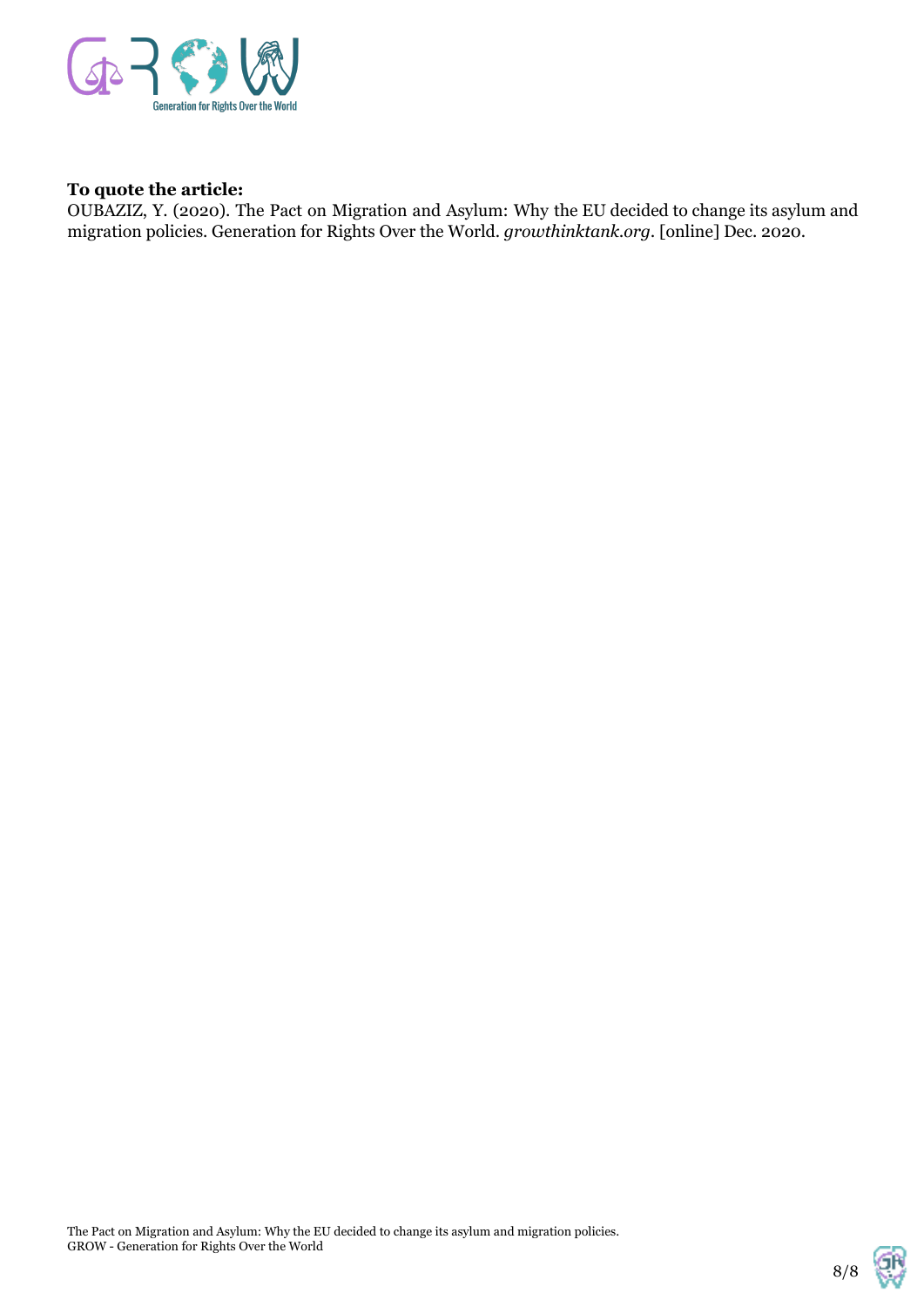**To quote the article:**
OUBAZIZ, Y. (2020). The Pact on Migration and Asylum: Why the EU decided to change its asylum and migration policies. Generation for Rights Over the World. *growthinktank.org*. [online] Dec. 2020.